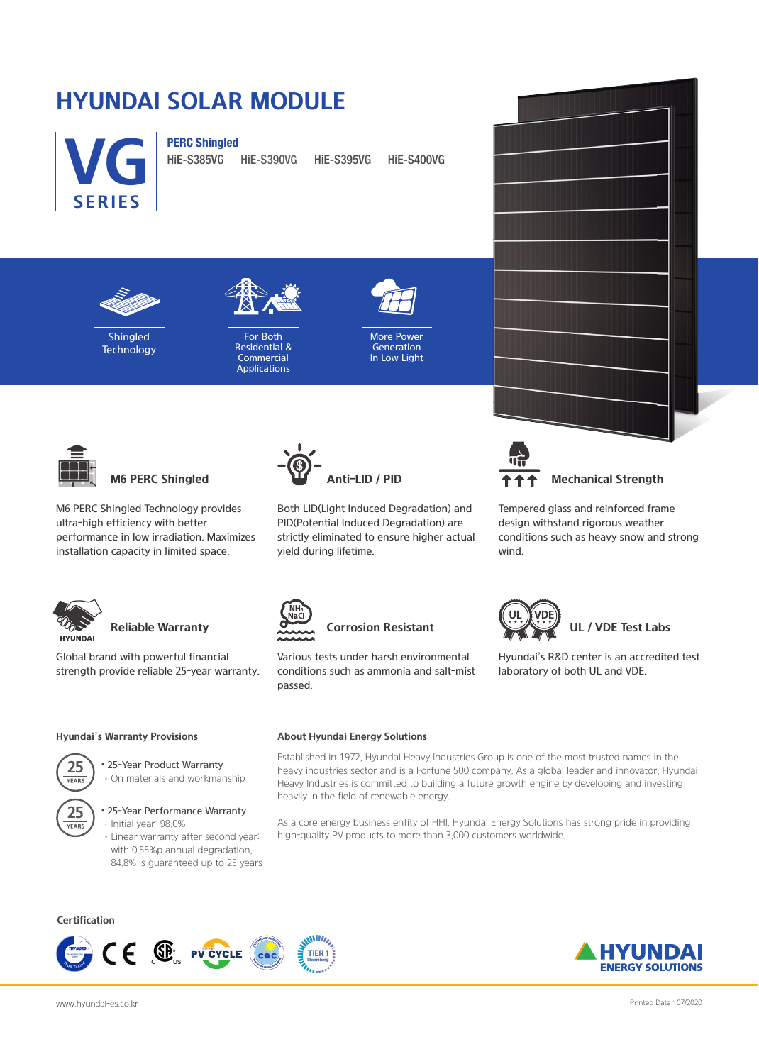# HYUNDAI SOLAR MODULE

**VG SERIES**

**PERC Shingled**

HiE-S385VG HiE-S390VG HiE-S395VG HiE-S400VG

Shingled Technology

For Both Residential & Commercial Applications

More Power Generation In Low Light

### M6 PERC Shingled

M6 PERC Shingled Technology provides ultra-high efficiency with better performance in low irradiation. Maximizes installation capacity in limited space.

### Anti-LID / PID

Both LID(Light Induced Degradation) and PID(Potential Induced Degradation) are strictly eliminated to ensure higher actual yield during lifetime.

### Mechanical Strength

Tempered glass and reinforced frame design withstand rigorous weather conditions such as heavy snow and strong wind.

### Reliable Warranty

Global brand with powerful financial strength provide reliable 25-year warranty.

### Corrosion Resistant

Various tests under harsh environmental conditions such as ammonia and salt-mist passed.

### UL / VDE Test Labs

Hyundai's R&D center is an accredited test laboratory of both UL and VDE.

### Hyundai's Warranty Provisions

25 YEARS
- 25-Year Product Warranty
  - On materials and workmanship

25 YEARS
- 25-Year Performance Warranty
  - Initial year: 98.0%
  - Linear warranty after second year: with 0.55%p annual degradation, 84.8% is guaranteed up to 25 years

### About Hyundai Energy Solutions

Established in 1972, Hyundai Heavy Industries Group is one of the most trusted names in the heavy industries sector and is a Fortune 500 company. As a global leader and innovator, Hyundai Heavy Industries is committed to building a future growth engine by developing and investing heavily in the field of renewable energy.

As a core energy business entity of HHI, Hyundai Energy Solutions has strong pride in providing high-quality PV products to more than 3,000 customers worldwide.

### Certification

HYUNDAI ENERGY SOLUTIONS

www.hyundai-es.co.kr

Printed Date : 07/2020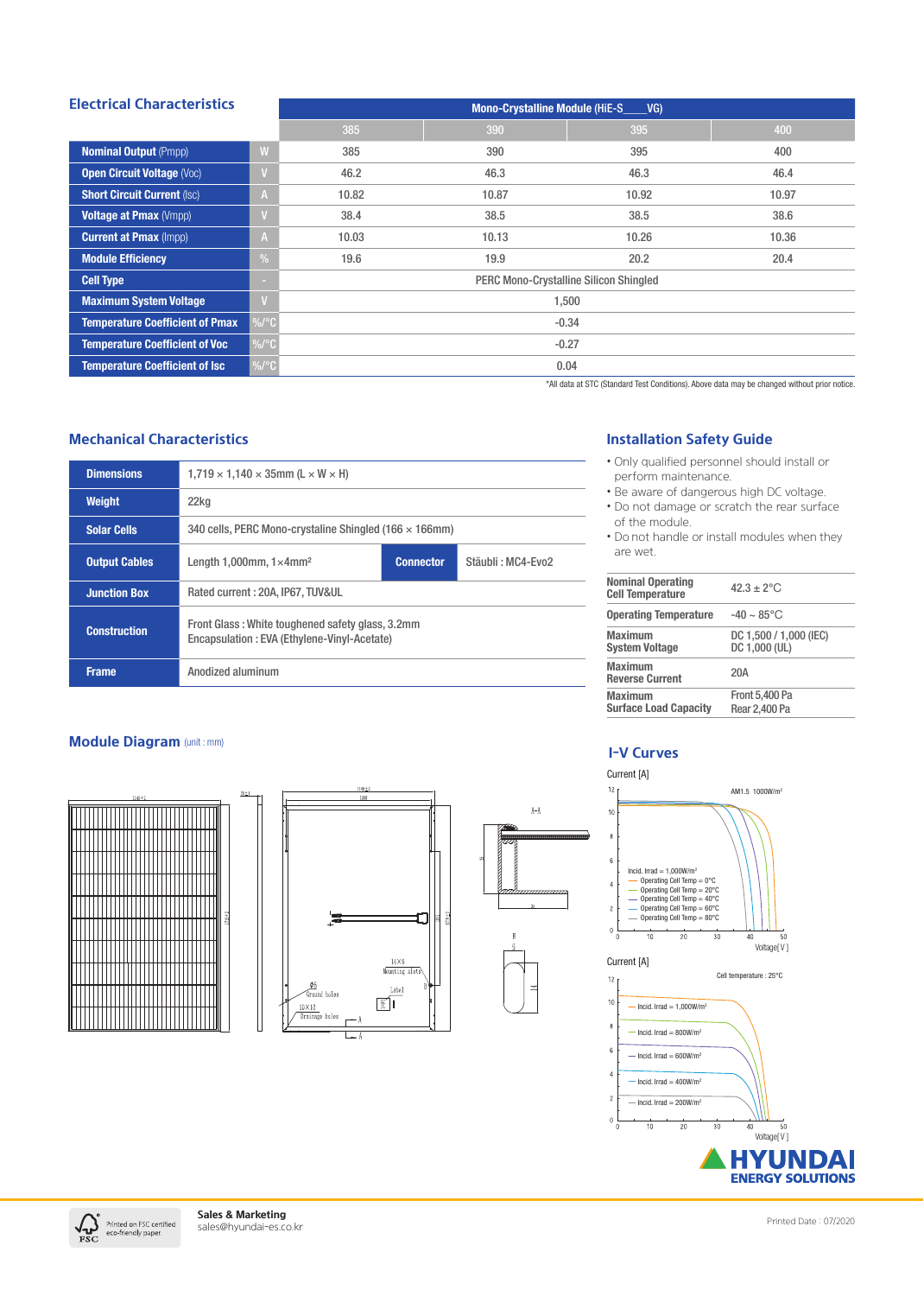## Electrical Characteristics

| | | Mono-Crystalline Module (HiE-S___VG) | | | |
|---|---|---|---|---|---|
| | | 385 | 390 | 395 | 400 |
| **Nominal Output** (Pmpp) | W | 385 | 390 | 395 | 400 |
| **Open Circuit Voltage** (Voc) | V | 46.2 | 46.3 | 46.3 | 46.4 |
| **Short Circuit Current** (Isc) | A | 10.82 | 10.87 | 10.92 | 10.97 |
| **Voltage at Pmax** (Vmpp) | V | 38.4 | 38.5 | 38.5 | 38.6 |
| **Current at Pmax** (Impp) | A | 10.03 | 10.13 | 10.26 | 10.36 |
| **Module Efficiency** | % | 19.6 | 19.9 | 20.2 | 20.4 |
| **Cell Type** | - | PERC Mono-Crystalline Silicon Shingled | | | |
| **Maximum System Voltage** | V | 1,500 | | | |
| **Temperature Coefficient of Pmax** | %/°C | -0.34 | | | |
| **Temperature Coefficient of Voc** | %/°C | -0.27 | | | |
| **Temperature Coefficient of Isc** | %/°C | 0.04 | | | |

*All data at STC (Standard Test Conditions). Above data may be changed without prior notice.

## Mechanical Characteristics

| | | | |
|---|---|---|---|
| **Dimensions** | 1,719 × 1,140 × 35mm (L × W × H) | | |
| **Weight** | 22kg | | |
| **Solar Cells** | 340 cells, PERC Mono-crystaline Shingled (166 × 166mm) | | |
| **Output Cables** | Length 1,000mm, 1×4mm² | **Connector** | Stäubli : MC4-Evo2 |
| **Junction Box** | Rated current : 20A, IP67, TUV&UL | | |
| **Construction** | Front Glass : White toughened safety glass, 3.2mm<br>Encapsulation : EVA (Ethylene-Vinyl-Acetate) | | |
| **Frame** | Anodized aluminum | | |

## Installation Safety Guide

- Only qualified personnel should install or perform maintenance.
- Be aware of dangerous high DC voltage.
- Do not damage or scratch the rear surface of the module.
- Do not handle or install modules when they are wet.

| | |
|---|---|
| **Nominal Operating Cell Temperature** | 42.3 ± 2°C |
| **Operating Temperature** | -40 ~ 85°C |
| **Maximum System Voltage** | DC 1,500 / 1,000 (IEC)<br>DC 1,000 (UL) |
| **Maximum Reverse Current** | 20A |
| **Maximum Surface Load Capacity** | Front 5,400 Pa<br>Rear 2,400 Pa |

## Module Diagram (unit : mm)

1140±2
35±1
1719±2
1140±2
1068
14X9 Mounting slots
Φ6 Ground holes
10X10 Drainage holes
Label
A-A
B

## I-V Curves

Current [A]
AM1.5 1000W/m²
Incid. Irrad = 1,000W/m²
Operating Cell Temp = 0°C
Operating Cell Temp = 20°C
Operating Cell Temp = 40°C
Operating Cell Temp = 60°C
Operating Cell Temp = 80°C
Voltage[V]

Current [A]
Cell temperature : 25°C
Incid. Irrad = 1,000W/m²
Incid. Irrad = 800W/m²
Incid. Irrad = 600W/m²
Incid. Irrad = 400W/m²
Incid. Irrad = 200W/m²
Voltage[V]

HYUNDAI ENERGY SOLUTIONS

Printed on FSC certified eco-friendly paper.

**Sales & Marketing**
sales@hyundai-es.co.kr

Printed Date : 07/2020